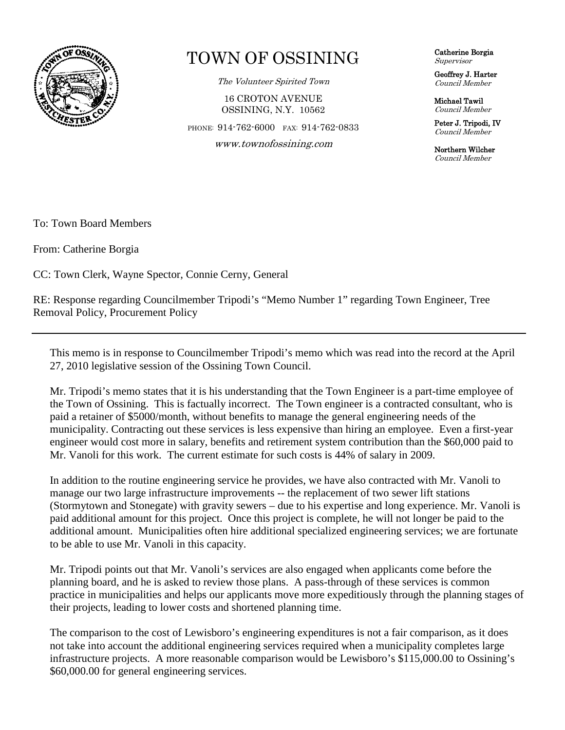# TOWN OF OSSINING

*The Volunteer Spirited Town*

16 CROTON AVENUE
OSSINING, N.Y. 10562

PHONE: 914-762-6000 FAX: 914-762-0833

*www.townofossining.com*

**Catherine Borgia**
*Supervisor*

**Geoffrey J. Harter**
*Council Member*

**Michael Tawil**
*Council Member*

**Peter J. Tripodi, IV**
*Council Member*

**Northern Wilcher**
*Council Member*

To: Town Board Members

From: Catherine Borgia

CC: Town Clerk, Wayne Spector, Connie Cerny, General

RE: Response regarding Councilmember Tripodi's "Memo Number 1" regarding Town Engineer, Tree Removal Policy, Procurement Policy

---

This memo is in response to Councilmember Tripodi's memo which was read into the record at the April 27, 2010 legislative session of the Ossining Town Council.

Mr. Tripodi's memo states that it is his understanding that the Town Engineer is a part-time employee of the Town of Ossining. This is factually incorrect. The Town engineer is a contracted consultant, who is paid a retainer of $5000/month, without benefits to manage the general engineering needs of the municipality. Contracting out these services is less expensive than hiring an employee. Even a first-year engineer would cost more in salary, benefits and retirement system contribution than the $60,000 paid to Mr. Vanoli for this work. The current estimate for such costs is 44% of salary in 2009.

In addition to the routine engineering service he provides, we have also contracted with Mr. Vanoli to manage our two large infrastructure improvements -- the replacement of two sewer lift stations (Stormytown and Stonegate) with gravity sewers – due to his expertise and long experience. Mr. Vanoli is paid additional amount for this project. Once this project is complete, he will not longer be paid to the additional amount. Municipalities often hire additional specialized engineering services; we are fortunate to be able to use Mr. Vanoli in this capacity.

Mr. Tripodi points out that Mr. Vanoli's services are also engaged when applicants come before the planning board, and he is asked to review those plans. A pass-through of these services is common practice in municipalities and helps our applicants move more expeditiously through the planning stages of their projects, leading to lower costs and shortened planning time.

The comparison to the cost of Lewisboro's engineering expenditures is not a fair comparison, as it does not take into account the additional engineering services required when a municipality completes large infrastructure projects. A more reasonable comparison would be Lewisboro's $115,000.00 to Ossining's $60,000.00 for general engineering services.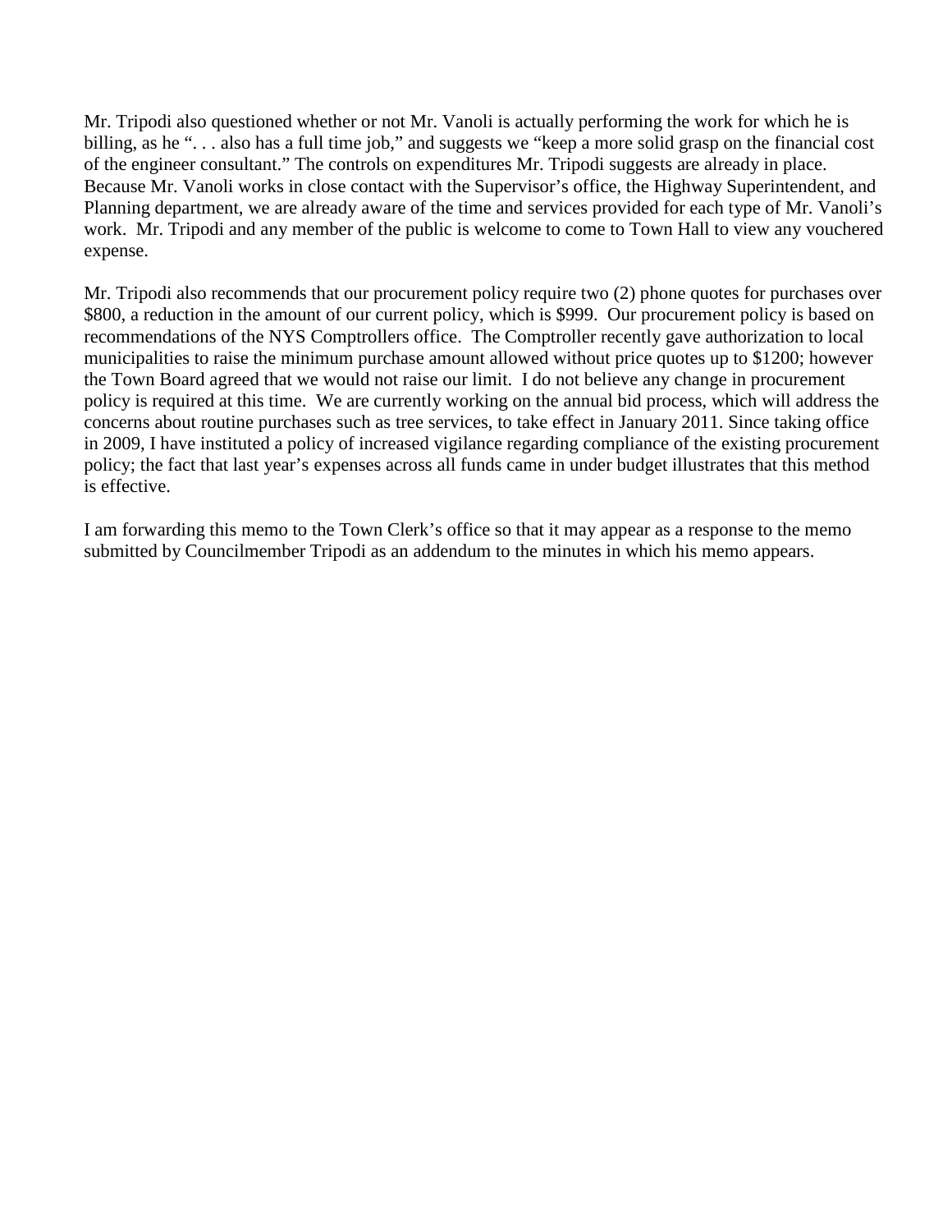Mr. Tripodi also questioned whether or not Mr. Vanoli is actually performing the work for which he is billing, as he ". . . also has a full time job," and suggests we "keep a more solid grasp on the financial cost of the engineer consultant." The controls on expenditures Mr. Tripodi suggests are already in place. Because Mr. Vanoli works in close contact with the Supervisor's office, the Highway Superintendent, and Planning department, we are already aware of the time and services provided for each type of Mr. Vanoli's work. Mr. Tripodi and any member of the public is welcome to come to Town Hall to view any vouchered expense.

Mr. Tripodi also recommends that our procurement policy require two (2) phone quotes for purchases over $800, a reduction in the amount of our current policy, which is $999. Our procurement policy is based on recommendations of the NYS Comptrollers office. The Comptroller recently gave authorization to local municipalities to raise the minimum purchase amount allowed without price quotes up to $1200; however the Town Board agreed that we would not raise our limit. I do not believe any change in procurement policy is required at this time. We are currently working on the annual bid process, which will address the concerns about routine purchases such as tree services, to take effect in January 2011. Since taking office in 2009, I have instituted a policy of increased vigilance regarding compliance of the existing procurement policy; the fact that last year's expenses across all funds came in under budget illustrates that this method is effective.

I am forwarding this memo to the Town Clerk's office so that it may appear as a response to the memo submitted by Councilmember Tripodi as an addendum to the minutes in which his memo appears.